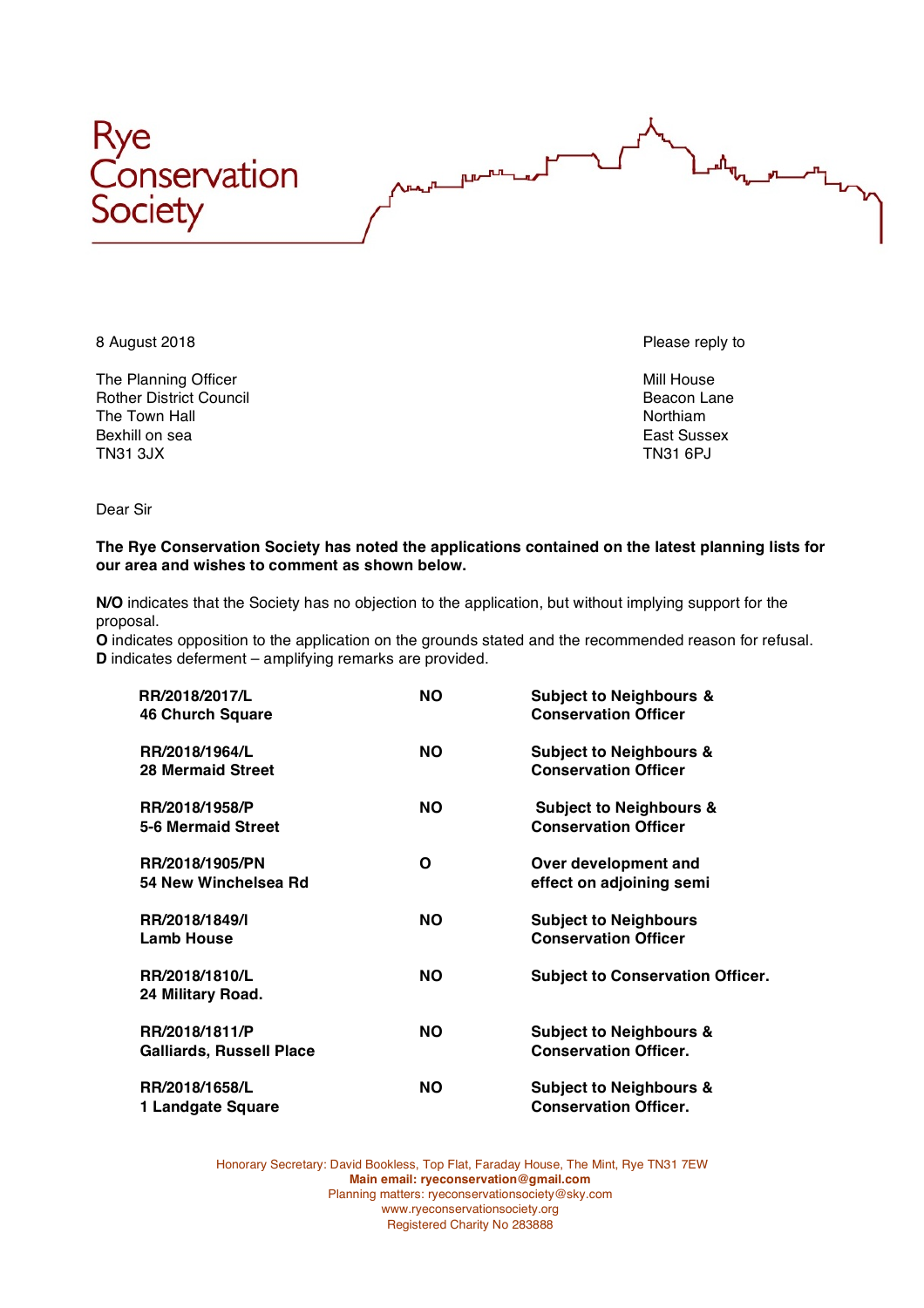# Rye Conservation Society

8 August 2018

The Planning Officer
Rother District Council
The Town Hall
Bexhill on sea
TN31 3JX

Please reply to

Mill House
Beacon Lane
Northiam
East Sussex
TN31 6PJ

Dear Sir

**The Rye Conservation Society has noted the applications contained on the latest planning lists for our area and wishes to comment as shown below.**

**N/O** indicates that the Society has no objection to the application, but without implying support for the proposal.
**O** indicates opposition to the application on the grounds stated and the recommended reason for refusal.
**D** indicates deferment – amplifying remarks are provided.

| Application | Comment | Remarks |
|---|---|---|
| **RR/2018/2017/L 46 Church Square** | **NO** | **Subject to Neighbours & Conservation Officer** |
| **RR/2018/1964/L 28 Mermaid Street** | **NO** | **Subject to Neighbours & Conservation Officer** |
| **RR/2018/1958/P 5-6 Mermaid Street** | **NO** | **Subject to Neighbours & Conservation Officer** |
| **RR/2018/1905/PN 54 New Winchelsea Rd** | **O** | **Over development and effect on adjoining semi** |
| **RR/2018/1849/l Lamb House** | **NO** | **Subject to Neighbours Conservation Officer** |
| **RR/2018/1810/L 24 Military Road.** | **NO** | **Subject to Conservation Officer.** |
| **RR/2018/1811/P Galliards, Russell Place** | **NO** | **Subject to Neighbours & Conservation Officer.** |
| **RR/2018/1658/L 1 Landgate Square** | **NO** | **Subject to Neighbours & Conservation Officer.** |

Honorary Secretary: David Bookless, Top Flat, Faraday House, The Mint, Rye TN31 7EW
**Main email: ryeconservation@gmail.com**
Planning matters: ryeconservationsociety@sky.com
www.ryeconservationsociety.org
Registered Charity No 283888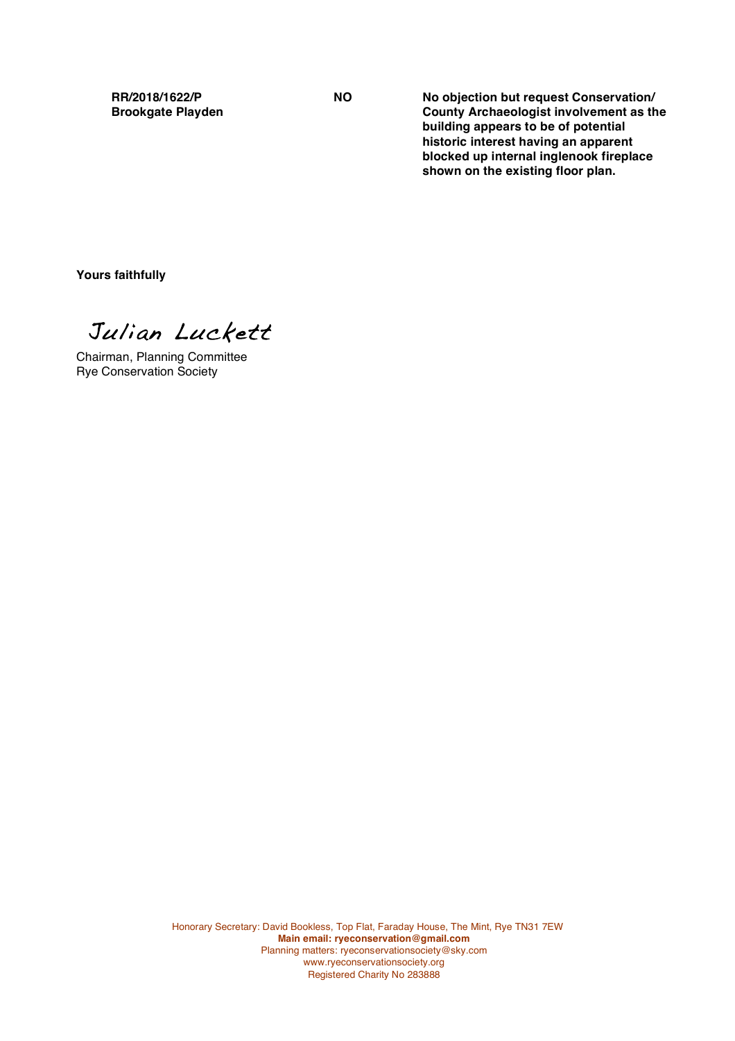| | | |
|---|---|---|
| **RR/2018/1622/P**<br>**Brookgate Playden** | **NO** | **No objection but request Conservation/ County Archaeologist involvement as the building appears to be of potential historic interest having an apparent blocked up internal inglenook fireplace shown on the existing floor plan.** |

**Yours faithfully**

Julian Luckett

Chairman, Planning Committee
Rye Conservation Society

Honorary Secretary: David Bookless, Top Flat, Faraday House, The Mint, Rye TN31 7EW
**Main email: ryeconservation@gmail.com**
Planning matters: ryeconservationsociety@sky.com
www.ryeconservationsociety.org
Registered Charity No 283888